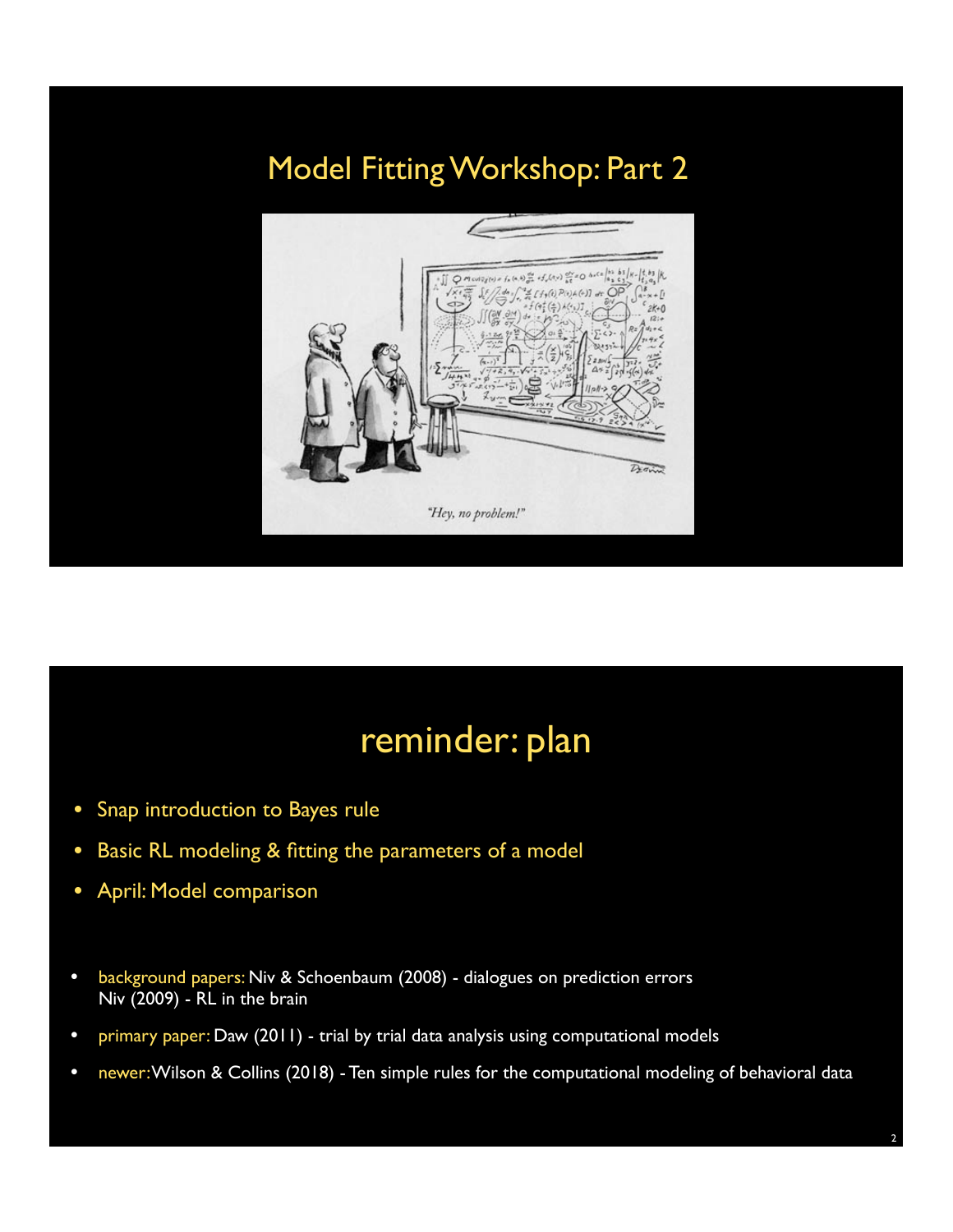# Model Fitting Workshop: Part 2

*"Hey, no problem!"*

## reminder: plan

- Snap introduction to Bayes rule
- Basic RL modeling & fitting the parameters of a model
- April: Model comparison

- background papers: Niv & Schoenbaum (2008) - dialogues on prediction errors
  Niv (2009) - RL in the brain
- primary paper: Daw (2011) - trial by trial data analysis using computational models
- newer: Wilson & Collins (2018) - Ten simple rules for the computational modeling of behavioral data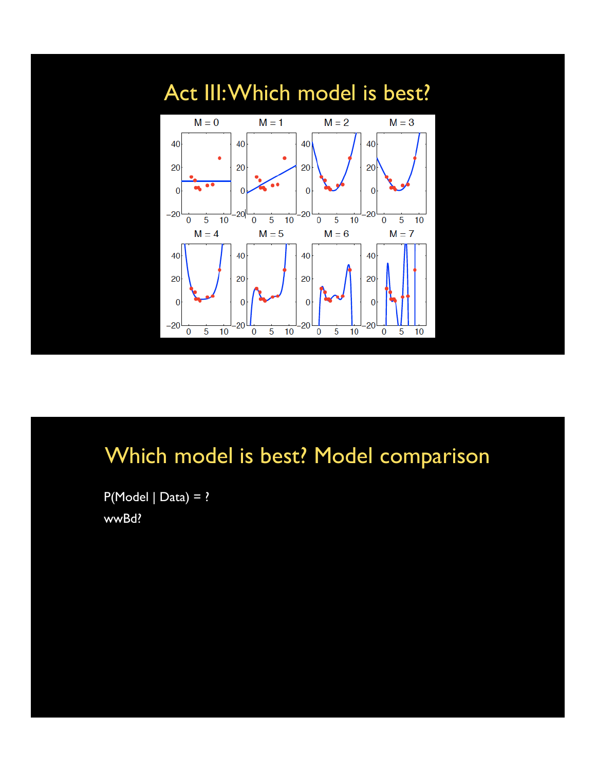# Act III: Which model is best?

# Which model is best? Model comparison

P(Model | Data) = ?

wwBd?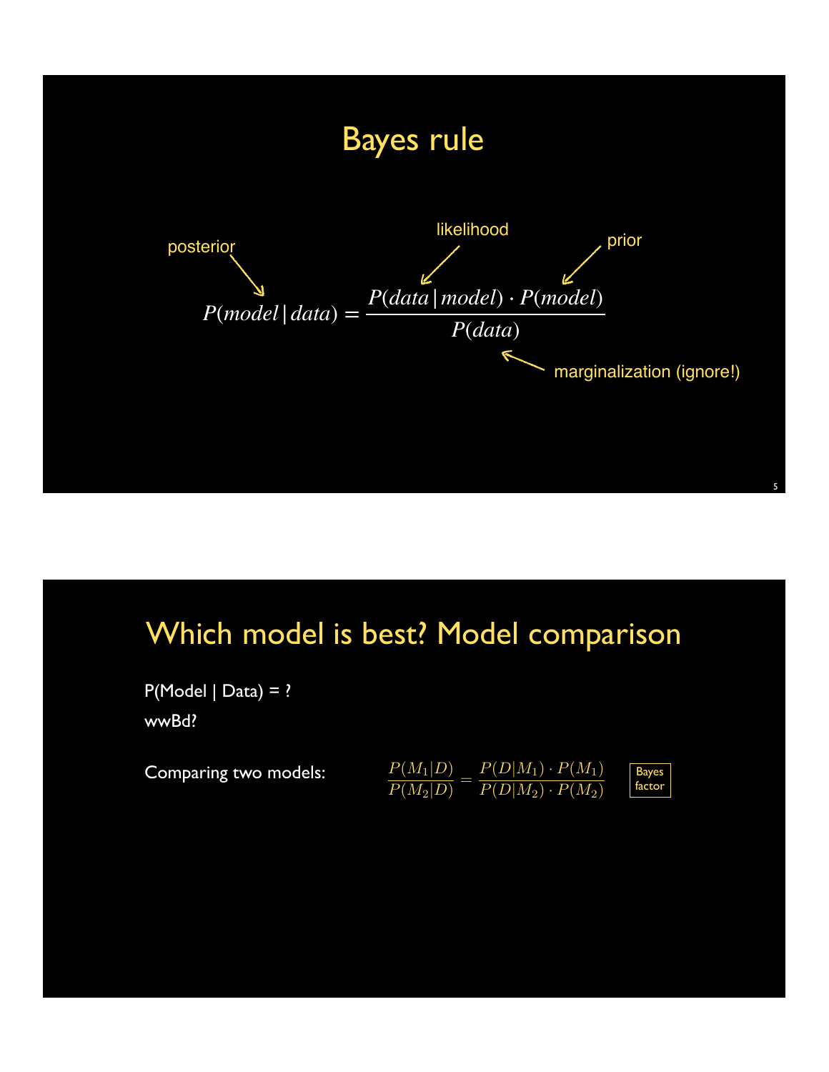# Bayes rule

posterior, likelihood, prior

$$P(model \mid data) = \frac{P(data \mid model) \cdot P(model)}{P(data)}$$

marginalization (ignore!)

# Which model is best? Model comparison

P(Model | Data) = ?

wwBd?

Comparing two models:

$$\frac{P(M_1|D)}{P(M_2|D)} = \frac{P(D|M_1) \cdot P(M_1)}{P(D|M_2) \cdot P(M_2)}$$

Bayes factor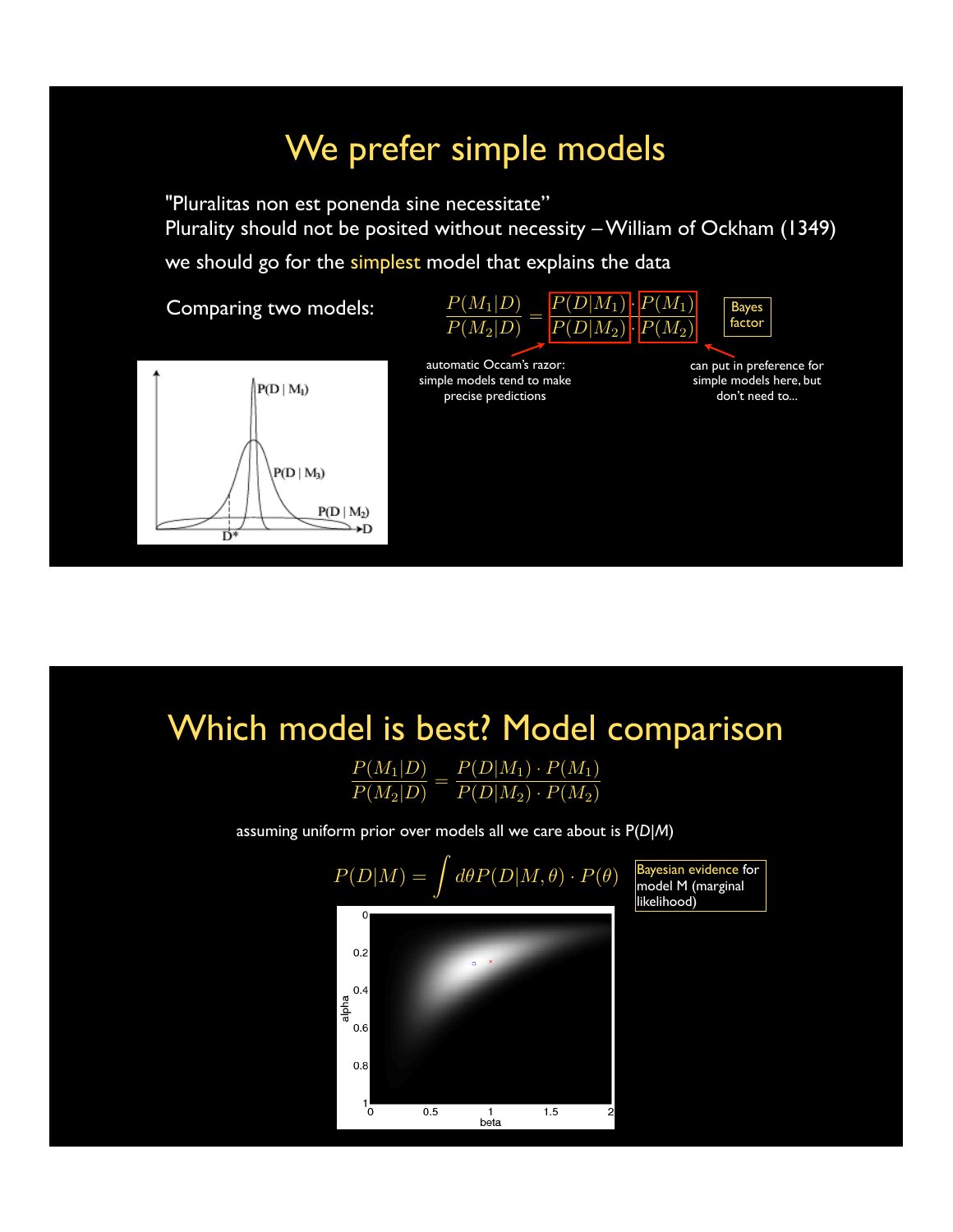# We prefer simple models

"Pluralitas non est ponenda sine necessitate"
Plurality should not be posited without necessity – William of Ockham (1349)

we should go for the simplest model that explains the data

Comparing two models:

$$\frac{P(M_1|D)}{P(M_2|D)} = \frac{P(D|M_1)}{P(D|M_2)} \cdot \frac{P(M_1)}{P(M_2)}$$

Bayes factor

automatic Occam's razor: simple models tend to make precise predictions

can put in preference for simple models here, but don't need to...

# Which model is best? Model comparison

$$\frac{P(M_1|D)}{P(M_2|D)} = \frac{P(D|M_1) \cdot P(M_1)}{P(D|M_2) \cdot P(M_2)}$$

assuming uniform prior over models all we care about is $P(D|M)$

$$P(D|M) = \int d\theta P(D|M, \theta) \cdot P(\theta)$$

Bayesian evidence for model M (marginal likelihood)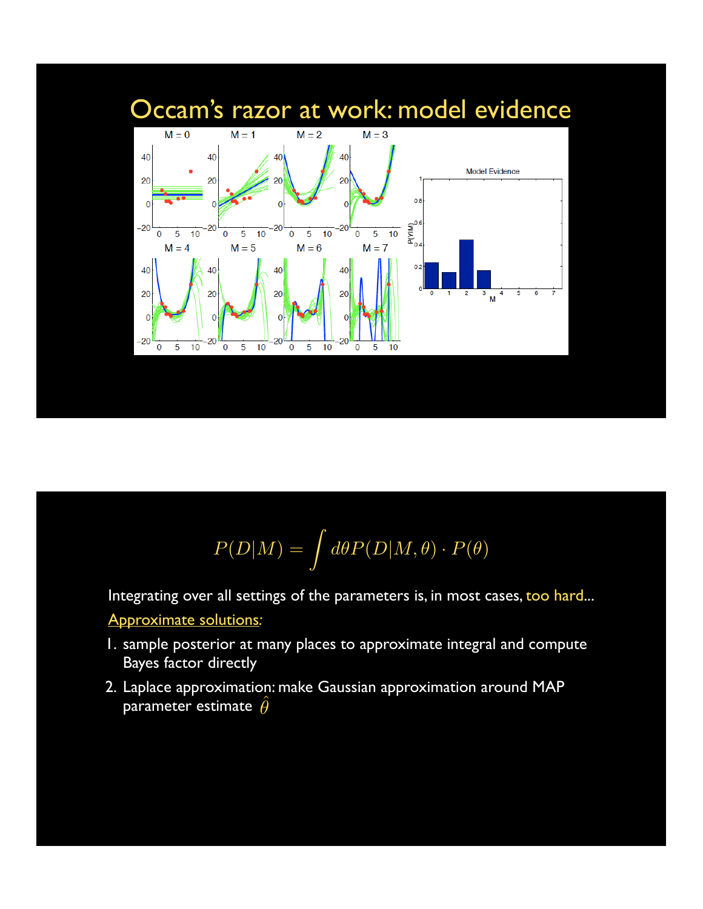# Occam's razor at work: model evidence

$$P(D|M) = \int d\theta P(D|M,\theta) \cdot P(\theta)$$

Integrating over all settings of the parameters is, in most cases, too hard...

Approximate solutions:

1. sample posterior at many places to approximate integral and compute Bayes factor directly
2. Laplace approximation: make Gaussian approximation around MAP parameter estimate $\hat{\theta}$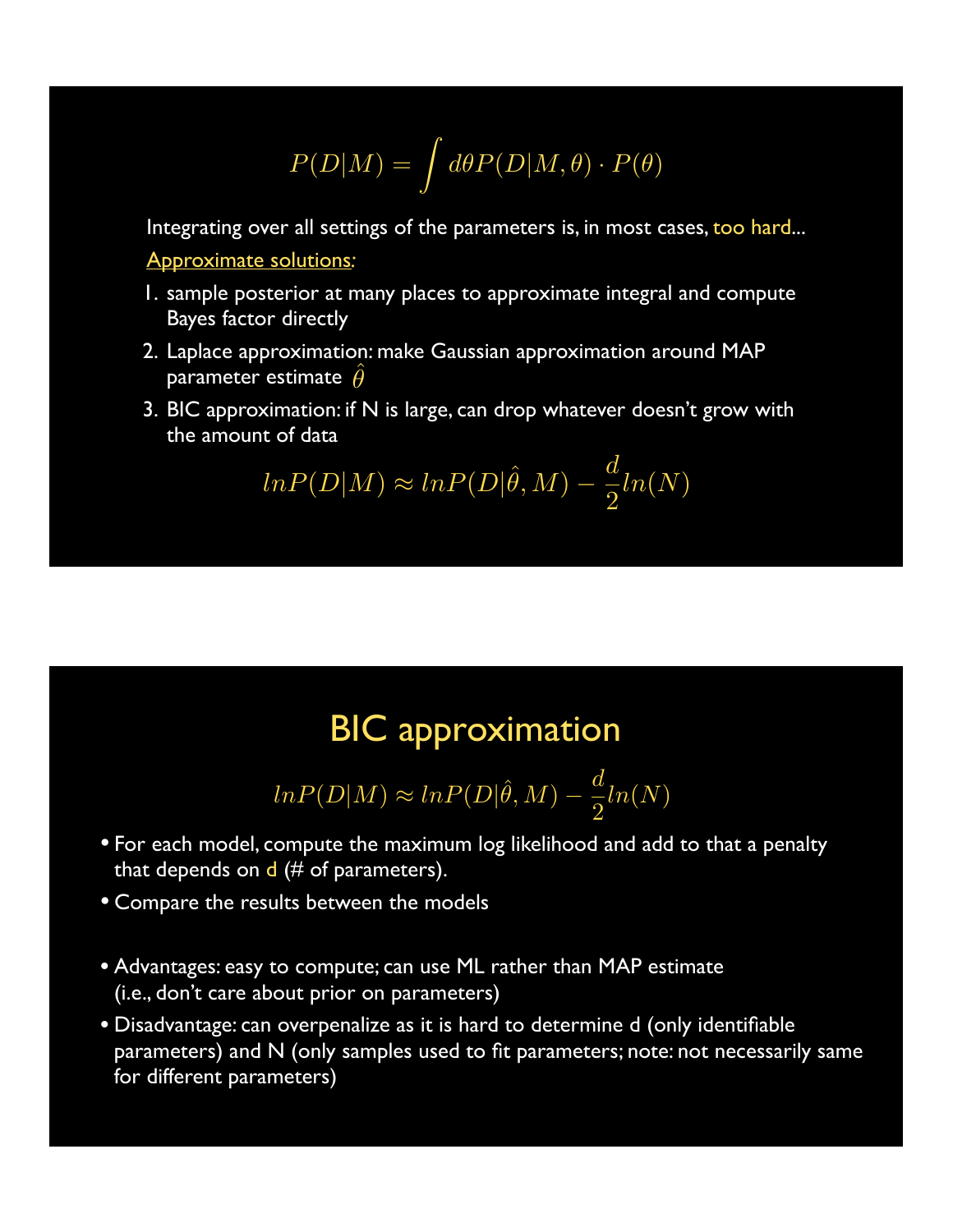$$P(D|M) = \int d\theta P(D|M, \theta) \cdot P(\theta)$$

Integrating over all settings of the parameters is, in most cases, too hard...

Approximate solutions:

1. sample posterior at many places to approximate integral and compute Bayes factor directly
2. Laplace approximation: make Gaussian approximation around MAP parameter estimate $\hat{\theta}$
3. BIC approximation: if N is large, can drop whatever doesn't grow with the amount of data

$$lnP(D|M) \approx lnP(D|\hat{\theta}, M) - \frac{d}{2}ln(N)$$

# BIC approximation

$$lnP(D|M) \approx lnP(D|\hat{\theta}, M) - \frac{d}{2}ln(N)$$

- For each model, compute the maximum log likelihood and add to that a penalty that depends on d (# of parameters).
- Compare the results between the models

- Advantages: easy to compute; can use ML rather than MAP estimate (i.e., don't care about prior on parameters)
- Disadvantage: can overpenalize as it is hard to determine d (only identifiable parameters) and N (only samples used to fit parameters; note: not necessarily same for different parameters)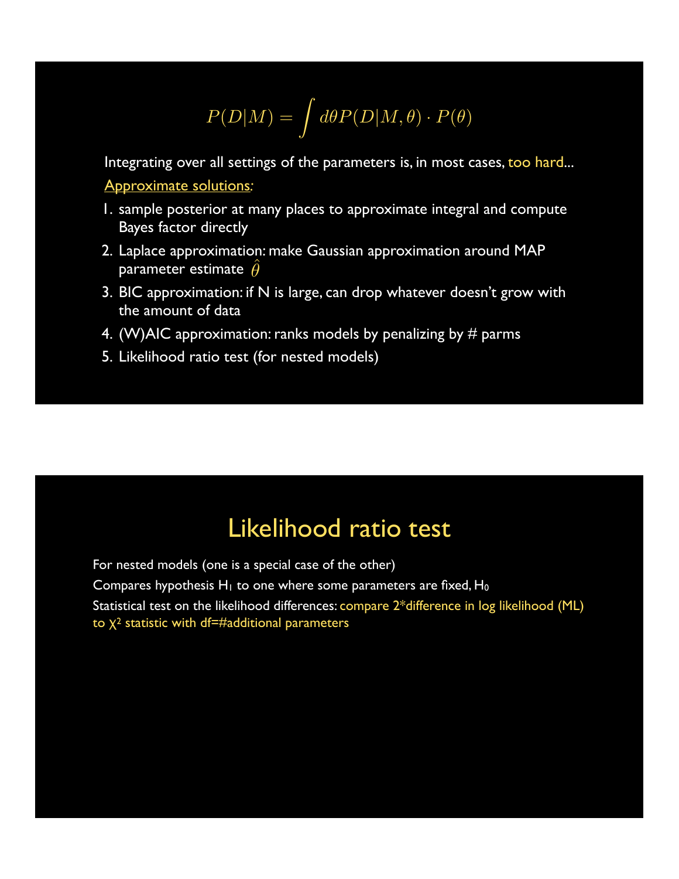$$P(D|M) = \int d\theta P(D|M, \theta) \cdot P(\theta)$$

Integrating over all settings of the parameters is, in most cases, too hard...

Approximate solutions:

1. sample posterior at many places to approximate integral and compute Bayes factor directly
2. Laplace approximation: make Gaussian approximation around MAP parameter estimate $\hat{\theta}$
3. BIC approximation: if N is large, can drop whatever doesn't grow with the amount of data
4. (W)AIC approximation: ranks models by penalizing by # parms
5. Likelihood ratio test (for nested models)

# Likelihood ratio test

For nested models (one is a special case of the other)

Compares hypothesis $H_1$ to one where some parameters are fixed, $H_0$

Statistical test on the likelihood differences: compare 2*difference in log likelihood (ML) to $\chi^2$ statistic with df=#additional parameters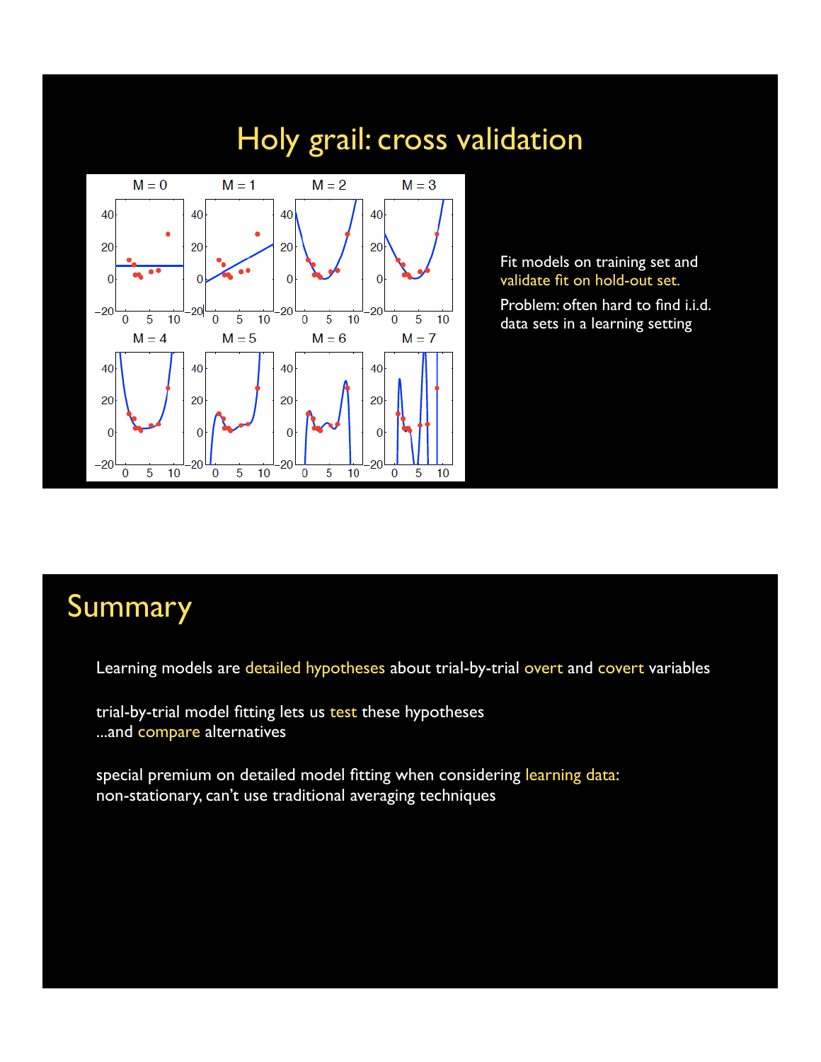# Holy grail: cross validation

Fit models on training set and validate fit on hold-out set.

Problem: often hard to find i.i.d. data sets in a learning setting

# Summary

Learning models are detailed hypotheses about trial-by-trial overt and covert variables

trial-by-trial model fitting lets us test these hypotheses
...and compare alternatives

special premium on detailed model fitting when considering learning data:
non-stationary, can't use traditional averaging techniques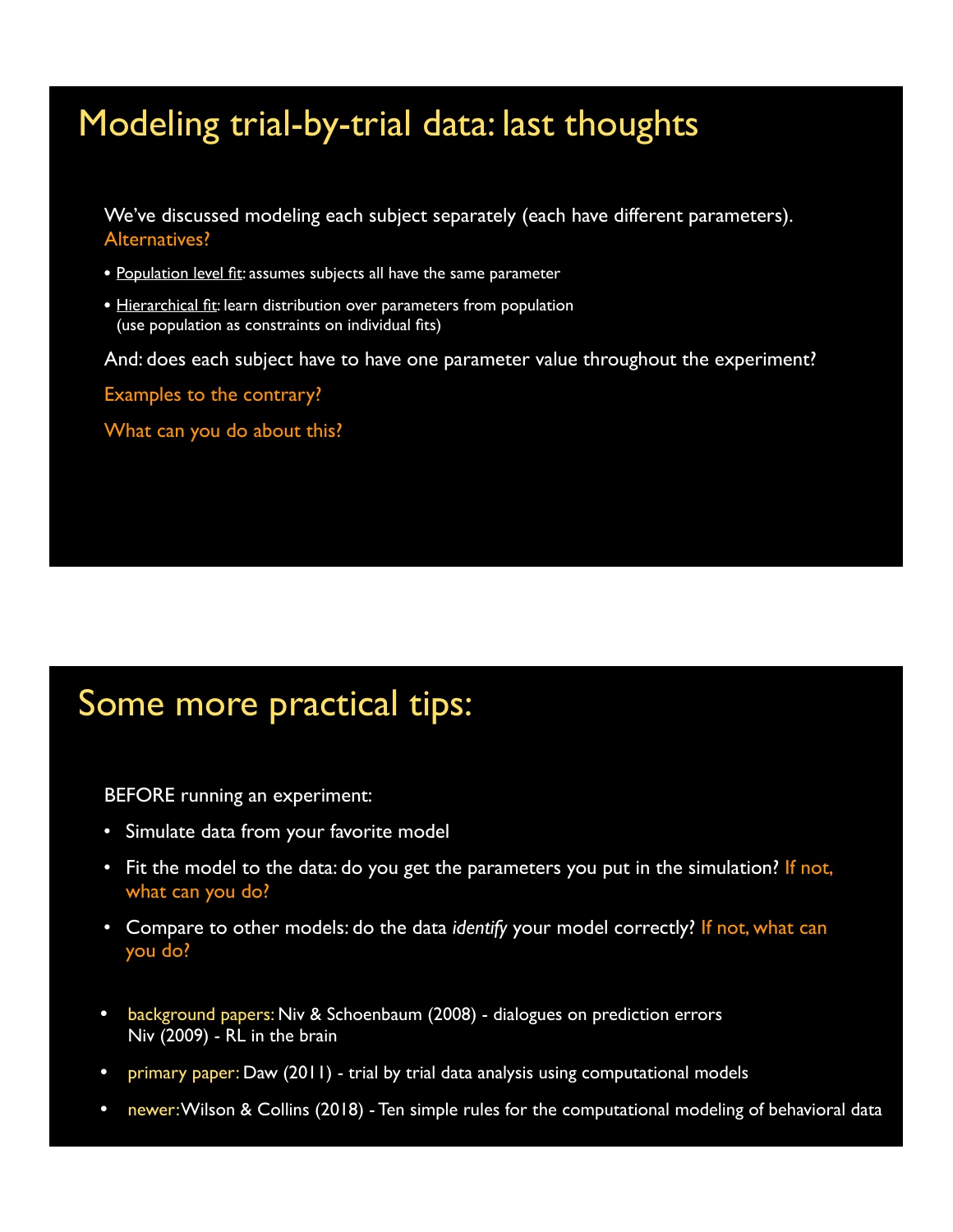# Modeling trial-by-trial data: last thoughts

We've discussed modeling each subject separately (each have different parameters). Alternatives?

- Population level fit: assumes subjects all have the same parameter
- Hierarchical fit: learn distribution over parameters from population (use population as constraints on individual fits)

And: does each subject have to have one parameter value throughout the experiment?

Examples to the contrary?

What can you do about this?

# Some more practical tips:

BEFORE running an experiment:

- Simulate data from your favorite model
- Fit the model to the data: do you get the parameters you put in the simulation? If not, what can you do?
- Compare to other models: do the data *identify* your model correctly? If not, what can you do?

- background papers: Niv & Schoenbaum (2008) - dialogues on prediction errors
  Niv (2009) - RL in the brain
- primary paper: Daw (2011) - trial by trial data analysis using computational models
- newer: Wilson & Collins (2018) - Ten simple rules for the computational modeling of behavioral data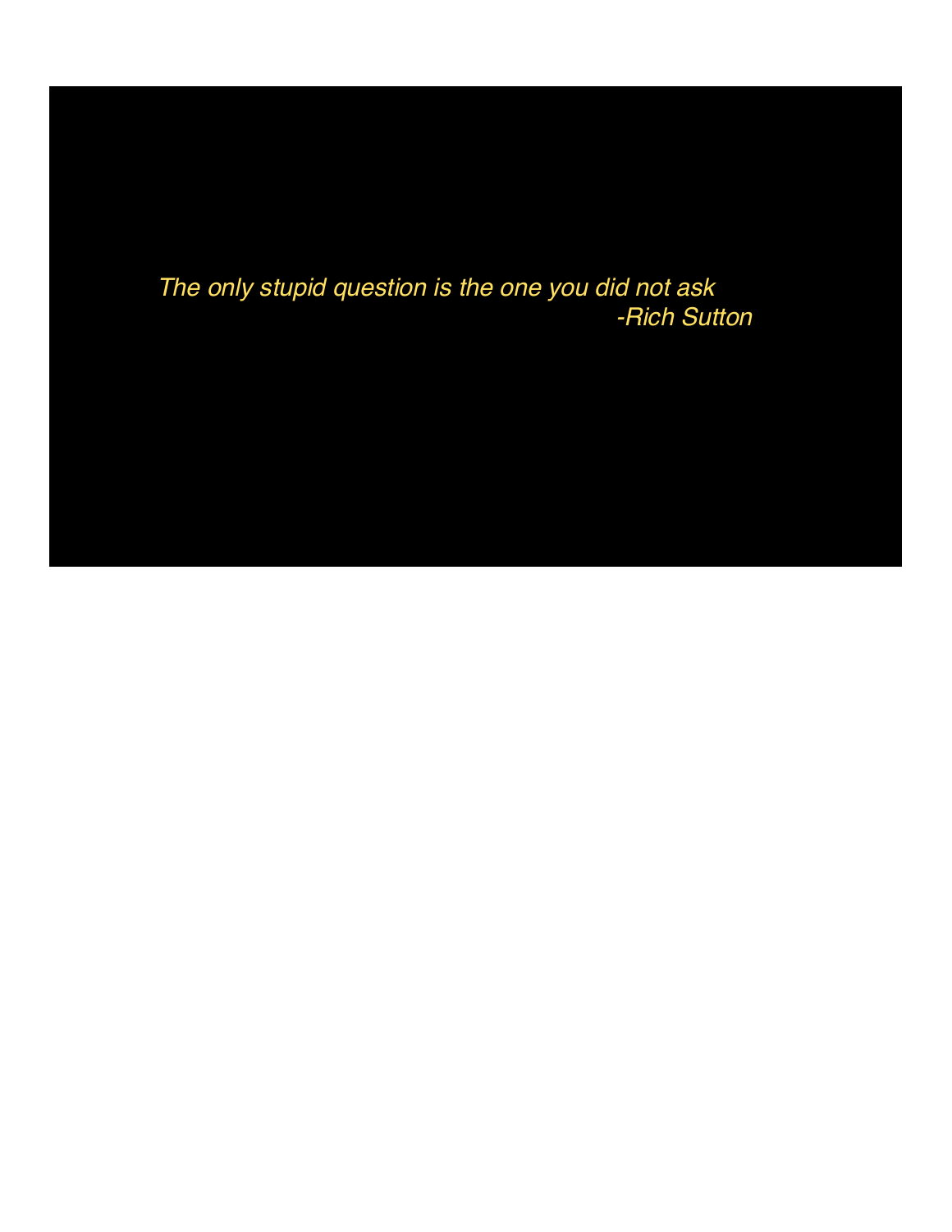*The only stupid question is the one you did not ask*

*-Rich Sutton*